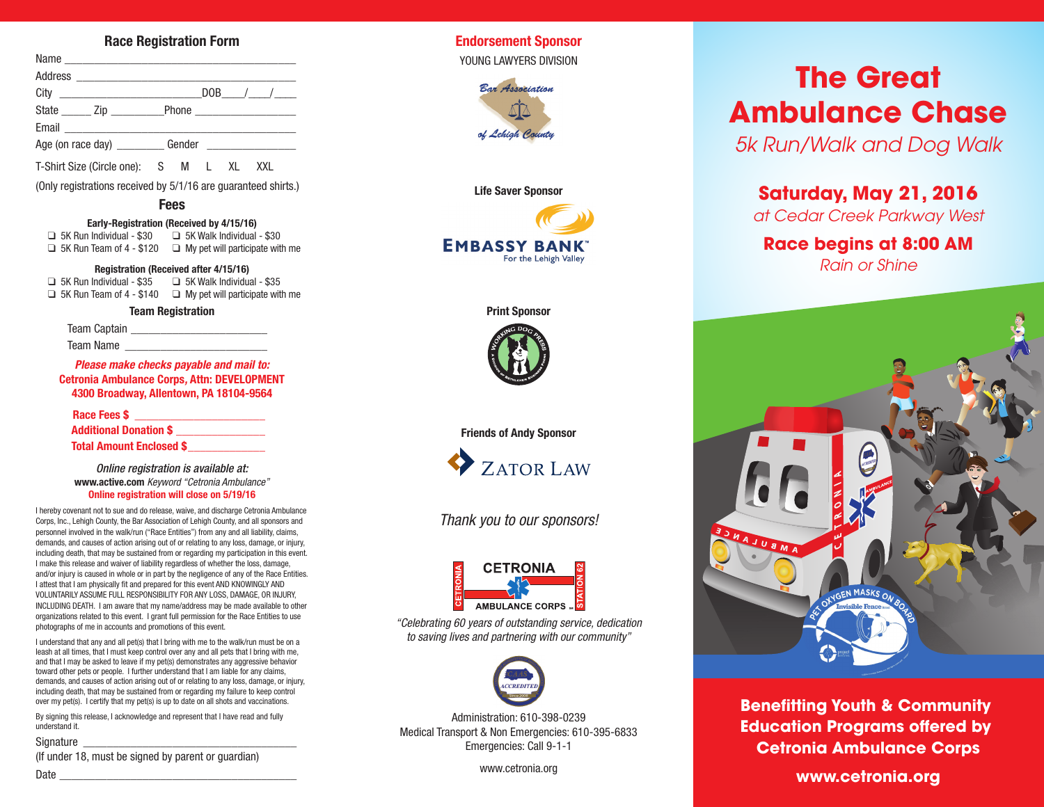## Race Registration Form

Name ________________________________________

Address ______________________________________

City ________________________ DOB____/____/____

State _____ Zip _________ Phone _________________

Email ________________________________________

Age (on race day) ________ Gender _______________

T-Shirt Size (Circle one): S M L XL XXL

(Only registrations received by 5/1/16 are guaranteed shirts.)

### Fees

**Early-Registration (Received by 4/15/16)**

- ❑ 5K Run Individual - $30
- ❑ 5K Walk Individual - $30
- ❑ 5K Run Team of 4 - $120
- ❑ My pet will participate with me

**Registration (Received after 4/15/16)**

- ❑ 5K Run Individual - $35
- ❑ 5K Walk Individual - $35
- ❑ 5K Run Team of 4 - $140
- ❑ My pet will participate with me

### Team Registration

Team Captain _______________________

Team Name _________________________

***Please make checks payable and mail to:***

**Cetronia Ambulance Corps, Attn: DEVELOPMENT**
**4300 Broadway, Allentown, PA 18104-9564**

**Race Fees $** ____________________

**Additional Donation $** _____________

**Total Amount Enclosed $** ____________

*Online registration is available at:*
**www.active.com** *Keyword "Cetronia Ambulance"*
**Online registration will close on 5/19/16**

I hereby covenant not to sue and do release, waive, and discharge Cetronia Ambulance Corps, Inc., Lehigh County, the Bar Association of Lehigh County, and all sponsors and personnel involved in the walk/run ("Race Entities") from any and all liability, claims, demands, and causes of action arising out of or relating to any loss, damage, or injury, including death, that may be sustained from or regarding my participation in this event. I make this release and waiver of liability regardless of whether the loss, damage, and/or injury is caused in whole or in part by the negligence of any of the Race Entities. I attest that I am physically fit and prepared for this event AND KNOWINGLY AND VOLUNTARILY ASSUME FULL RESPONSIBILITY FOR ANY LOSS, DAMAGE, OR INJURY, INCLUDING DEATH. I am aware that my name/address may be made available to other organizations related to this event. I grant full permission for the Race Entities to use photographs of me in accounts and promotions of this event.

I understand that any and all pet(s) that I bring with me to the walk/run must be on a leash at all times, that I must keep control over any and all pets that I bring with me, and that I may be asked to leave if my pet(s) demonstrates any aggressive behavior toward other pets or people. I further understand that I am liable for any claims, demands, and causes of action arising out of or relating to any loss, damage, or injury, including death, that may be sustained from or regarding my failure to keep control over my pet(s). I certify that my pet(s) is up to date on all shots and vaccinations.

By signing this release, I acknowledge and represent that I have read and fully understand it.

Signature ____________________________________

(If under 18, must be signed by parent or guardian)

Date ________________________________________

## Endorsement Sponsor

YOUNG LAWYERS DIVISION

Bar Association of Lehigh County

**Life Saver Sponsor**

EMBASSY BANK™ For the Lehigh Valley

**Print Sponsor**

Working Dog Press

**Friends of Andy Sponsor**

ZATOR LAW

*Thank you to our sponsors!*

CETRONIA AMBULANCE CORPS – STATION 62

*"Celebrating 60 years of outstanding service, dedication to saving lives and partnering with our community"*

Administration: 610-398-0239
Medical Transport & Non Emergencies: 610-395-6833
Emergencies: Call 9-1-1

www.cetronia.org

# The Great Ambulance Chase

*5k Run/Walk and Dog Walk*

**Saturday, May 21, 2016**

*at Cedar Creek Parkway West*

**Race begins at 8:00 AM**

*Rain or Shine*

PET OXYGEN MASKS ON BOARD – Invisible Fence

**Benefitting Youth & Community Education Programs offered by Cetronia Ambulance Corps**

**www.cetronia.org**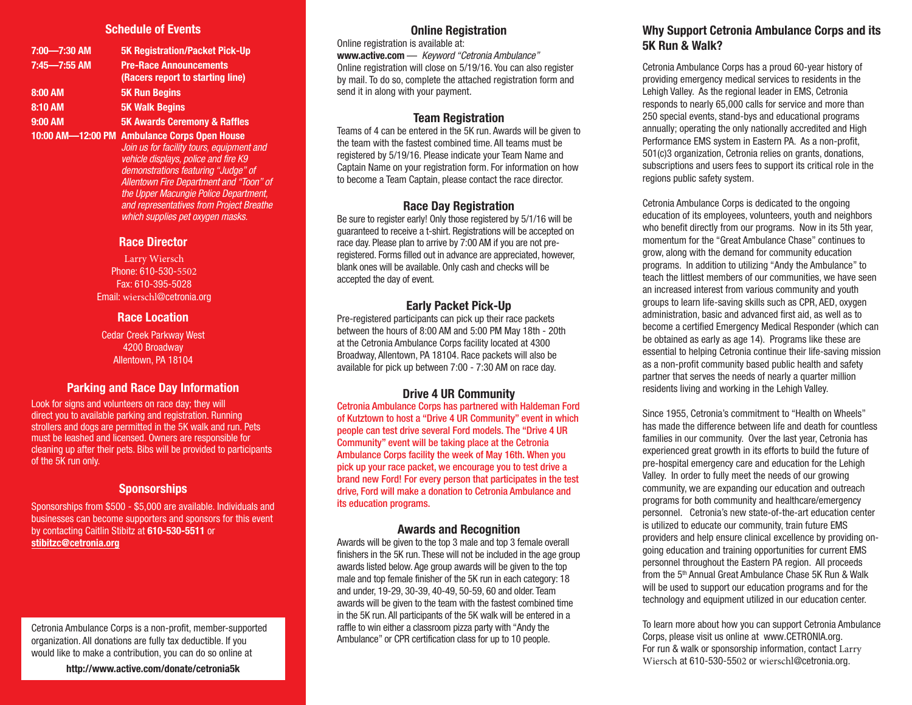## Schedule of Events

| | |
|---|---|
| **7:00—7:30 AM** | **5K Registration/Packet Pick-Up** |
| **7:45—7:55 AM** | **Pre-Race Announcements (Racers report to starting line)** |
| **8:00 AM** | **5K Run Begins** |
| **8:10 AM** | **5K Walk Begins** |
| **9:00 AM** | **5K Awards Ceremony & Raffles** |
| **10:00 AM—12:00 PM** | **Ambulance Corps Open House** *Join us for facility tours, equipment and vehicle displays, police and fire K9 demonstrations featuring "Judge" of Allentown Fire Department and "Toon" of the Upper Macungie Police Department, and representatives from Project Breathe which supplies pet oxygen masks.* |

## Race Director

Larry Wiersch
Phone: 610-530-5502
Fax: 610-395-5028
Email: wierschl@cetronia.org

## Race Location

Cedar Creek Parkway West
4200 Broadway
Allentown, PA 18104

## Parking and Race Day Information

Look for signs and volunteers on race day; they will direct you to available parking and registration. Running strollers and dogs are permitted in the 5K walk and run. Pets must be leashed and licensed. Owners are responsible for cleaning up after their pets. Bibs will be provided to participants of the 5K run only.

## Sponsorships

Sponsorships from $500 - $5,000 are available. Individuals and businesses can become supporters and sponsors for this event by contacting Caitlin Stibitz at **610-530-5511** or **stibitzc@cetronia.org**

Cetronia Ambulance Corps is a non-profit, member-supported organization. All donations are fully tax deductible. If you would like to make a contribution, you can do so online at

**http://www.active.com/donate/cetronia5k**

## Online Registration

Online registration is available at:
**www.active.com** — *Keyword "Cetronia Ambulance"*
Online registration will close on 5/19/16. You can also register by mail. To do so, complete the attached registration form and send it in along with your payment.

## Team Registration

Teams of 4 can be entered in the 5K run. Awards will be given to the team with the fastest combined time. All teams must be registered by 5/19/16. Please indicate your Team Name and Captain Name on your registration form. For information on how to become a Team Captain, please contact the race director.

## Race Day Registration

Be sure to register early! Only those registered by 5/1/16 will be guaranteed to receive a t-shirt. Registrations will be accepted on race day. Please plan to arrive by 7:00 AM if you are not pre-registered. Forms filled out in advance are appreciated, however, blank ones will be available. Only cash and checks will be accepted the day of event.

## Early Packet Pick-Up

Pre-registered participants can pick up their race packets between the hours of 8:00 AM and 5:00 PM May 18th - 20th at the Cetronia Ambulance Corps facility located at 4300 Broadway, Allentown, PA 18104. Race packets will also be available for pick up between 7:00 - 7:30 AM on race day.

## Drive 4 UR Community

Cetronia Ambulance Corps has partnered with Haldeman Ford of Kutztown to host a "Drive 4 UR Community" event in which people can test drive several Ford models. The "Drive 4 UR Community" event will be taking place at the Cetronia Ambulance Corps facility the week of May 16th. When you pick up your race packet, we encourage you to test drive a brand new Ford! For every person that participates in the test drive, Ford will make a donation to Cetronia Ambulance and its education programs.

## Awards and Recognition

Awards will be given to the top 3 male and top 3 female overall finishers in the 5K run. These will not be included in the age group awards listed below. Age group awards will be given to the top male and top female finisher of the 5K run in each category: 18 and under, 19-29, 30-39, 40-49, 50-59, 60 and older. Team awards will be given to the team with the fastest combined time in the 5K run. All participants of the 5K walk will be entered in a raffle to win either a classroom pizza party with "Andy the Ambulance" or CPR certification class for up to 10 people.

## Why Support Cetronia Ambulance Corps and its 5K Run & Walk?

Cetronia Ambulance Corps has a proud 60-year history of providing emergency medical services to residents in the Lehigh Valley. As the regional leader in EMS, Cetronia responds to nearly 65,000 calls for service and more than 250 special events, stand-bys and educational programs annually; operating the only nationally accredited and High Performance EMS system in Eastern PA. As a non-profit, 501(c)3 organization, Cetronia relies on grants, donations, subscriptions and users fees to support its critical role in the regions public safety system.

Cetronia Ambulance Corps is dedicated to the ongoing education of its employees, volunteers, youth and neighbors who benefit directly from our programs. Now in its 5th year, momentum for the "Great Ambulance Chase" continues to grow, along with the demand for community education programs. In addition to utilizing "Andy the Ambulance" to teach the littlest members of our communities, we have seen an increased interest from various community and youth groups to learn life-saving skills such as CPR, AED, oxygen administration, basic and advanced first aid, as well as to become a certified Emergency Medical Responder (which can be obtained as early as age 14). Programs like these are essential to helping Cetronia continue their life-saving mission as a non-profit community based public health and safety partner that serves the needs of nearly a quarter million residents living and working in the Lehigh Valley.

Since 1955, Cetronia's commitment to "Health on Wheels" has made the difference between life and death for countless families in our community. Over the last year, Cetronia has experienced great growth in its efforts to build the future of pre-hospital emergency care and education for the Lehigh Valley. In order to fully meet the needs of our growing community, we are expanding our education and outreach programs for both community and healthcare/emergency personnel. Cetronia's new state-of-the-art education center is utilized to educate our community, train future EMS providers and help ensure clinical excellence by providing on-going education and training opportunities for current EMS personnel throughout the Eastern PA region. All proceeds from the 5th Annual Great Ambulance Chase 5K Run & Walk will be used to support our education programs and for the technology and equipment utilized in our education center.

To learn more about how you can support Cetronia Ambulance Corps, please visit us online at www.CETRONIA.org. For run & walk or sponsorship information, contact Larry Wiersch at 610-530-5502 or wierschl@cetronia.org.